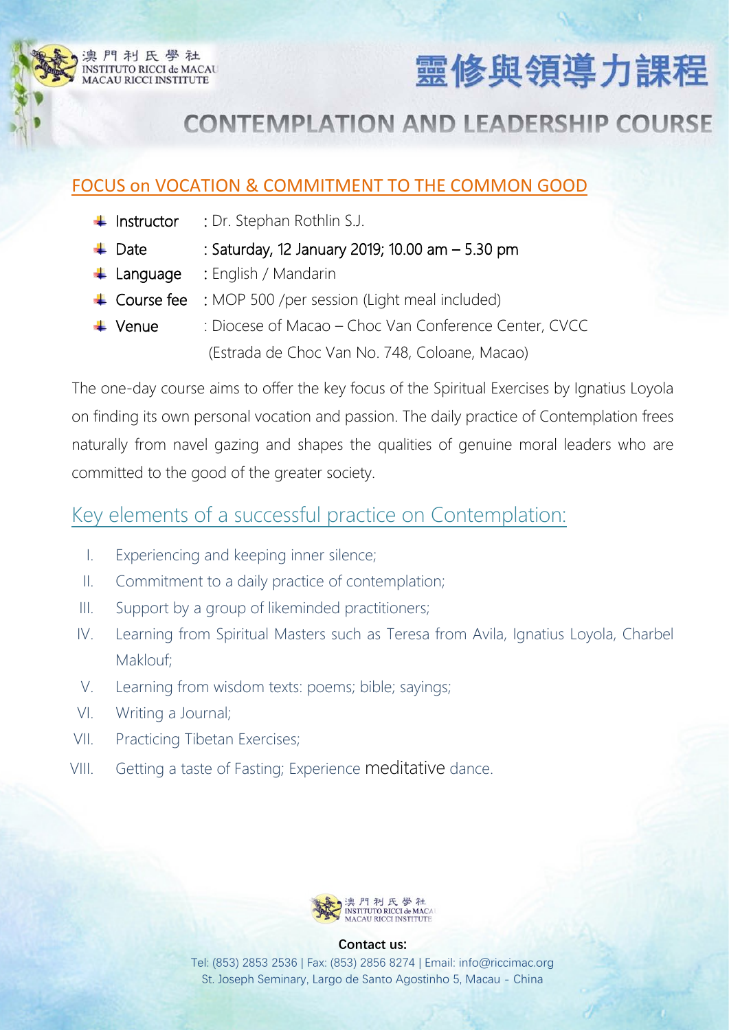澳門利氏學社
INSTITUTO RICCI de MACAU
MACAU RICCI INSTITUTE

# 靈修與領導力課程

# CONTEMPLATION AND LEADERSHIP COURSE

## FOCUS on VOCATION & COMMITMENT TO THE COMMON GOOD

- Instructor : Dr. Stephan Rothlin S.J.
- Date : Saturday, 12 January 2019; 10.00 am – 5.30 pm
- Language : English / Mandarin
- Course fee : MOP 500 /per session (Light meal included)
- Venue : Diocese of Macao – Choc Van Conference Center, CVCC (Estrada de Choc Van No. 748, Coloane, Macao)

The one-day course aims to offer the key focus of the Spiritual Exercises by Ignatius Loyola on finding its own personal vocation and passion. The daily practice of Contemplation frees naturally from navel gazing and shapes the qualities of genuine moral leaders who are committed to the good of the greater society.

## Key elements of a successful practice on Contemplation:

I. Experiencing and keeping inner silence;
II. Commitment to a daily practice of contemplation;
III. Support by a group of likeminded practitioners;
IV. Learning from Spiritual Masters such as Teresa from Avila, Ignatius Loyola, Charbel Maklouf;
V. Learning from wisdom texts: poems; bible; sayings;
VI. Writing a Journal;
VII. Practicing Tibetan Exercises;
VIII. Getting a taste of Fasting; Experience meditative dance.

澳門利氏學社
INSTITUTO RICCI de MACAU
MACAU RICCI INSTITUTE

**Contact us:**

Tel: (853) 2853 2536 | Fax: (853) 2856 8274 | Email: info@riccimac.org
St. Joseph Seminary, Largo de Santo Agostinho 5, Macau - China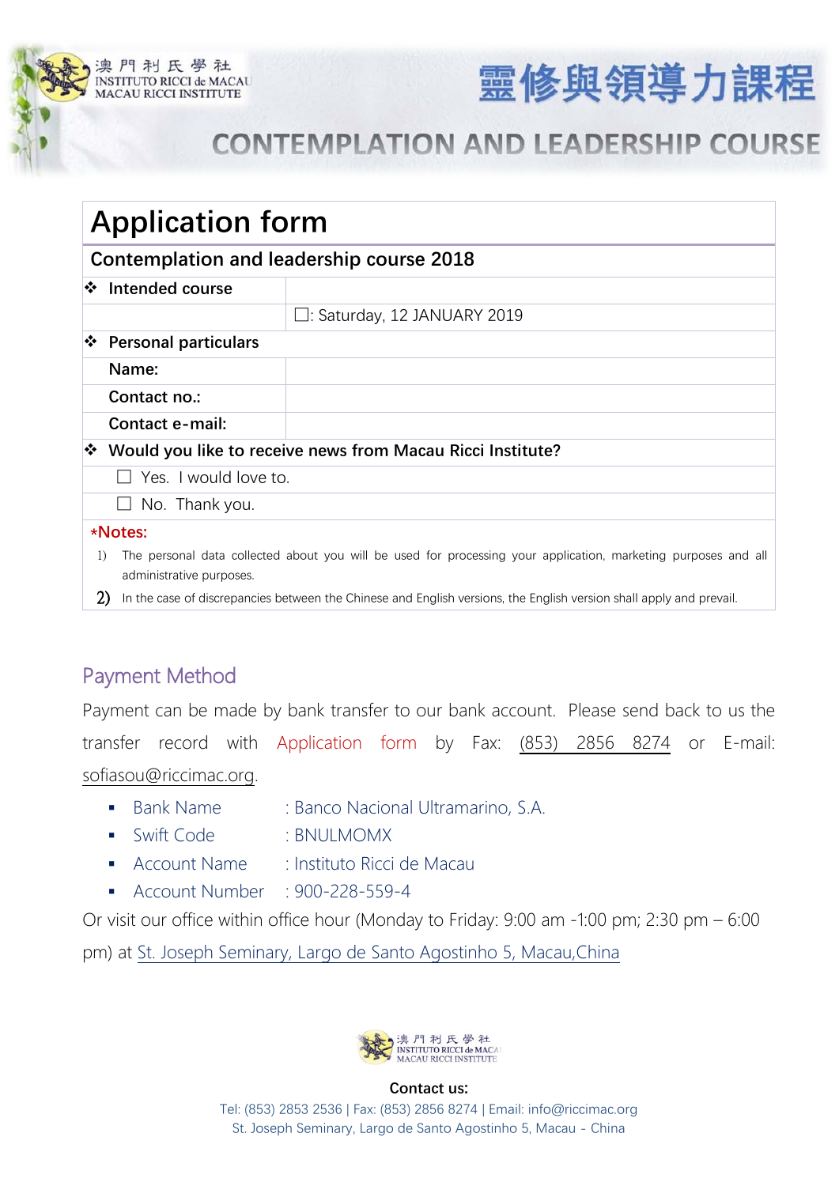澳門利氏學社
INSTITUTO RICCI de MACAU
MACAU RICCI INSTITUTE

# 靈修與領導力課程

# CONTEMPLATION AND LEADERSHIP COURSE

## Application form

| Contemplation and leadership course 2018 | |
|---|---|
| ❖ **Intended course** | |
| | ☐: Saturday, 12 JANUARY 2019 |
| ❖ **Personal particulars** | |
| **Name:** | |
| **Contact no.:** | |
| **Contact e-mail:** | |
| ❖ **Would you like to receive news from Macau Ricci Institute?** | |
| ☐ Yes. I would love to. | |
| ☐ No. Thank you. | |

***Notes:**

1) The personal data collected about you will be used for processing your application, marketing purposes and all administrative purposes.
2) In the case of discrepancies between the Chinese and English versions, the English version shall apply and prevail.

## Payment Method

Payment can be made by bank transfer to our bank account. Please send back to us the transfer record with Application form by Fax: (853) 2856 8274 or E-mail: sofiasou@riccimac.org.

- Bank Name : Banco Nacional Ultramarino, S.A.
- Swift Code : BNULMOMX
- Account Name : Instituto Ricci de Macau
- Account Number : 900-228-559-4

Or visit our office within office hour (Monday to Friday: 9:00 am -1:00 pm; 2:30 pm – 6:00 pm) at St. Joseph Seminary, Largo de Santo Agostinho 5, Macau,China

澳門利氏學社
INSTITUTO RICCI de MACAU
MACAU RICCI INSTITUTE

**Contact us:**

Tel: (853) 2853 2536 | Fax: (853) 2856 8274 | Email: info@riccimac.org
St. Joseph Seminary, Largo de Santo Agostinho 5, Macau - China